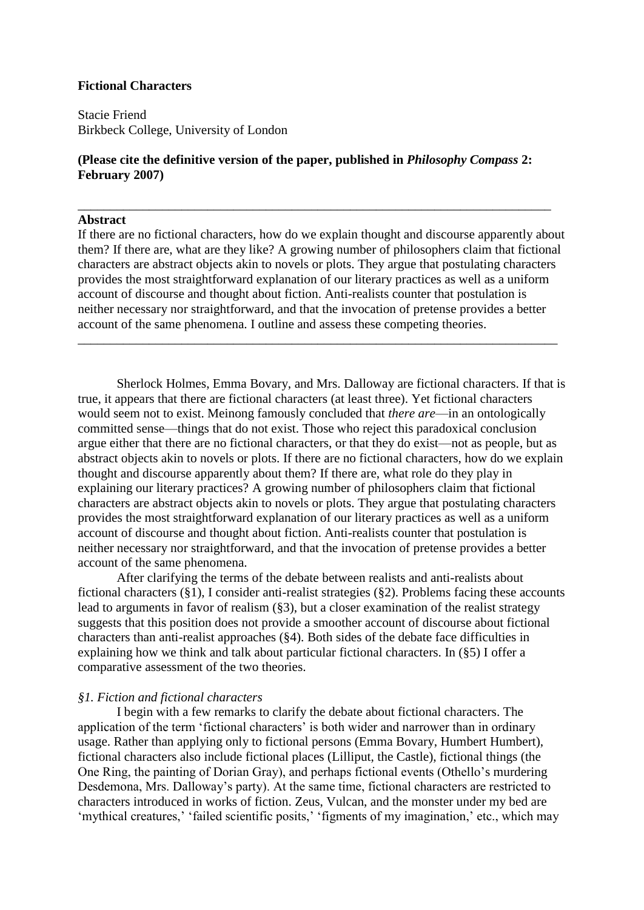**Fictional Characters**

Stacie Friend
Birkbeck College, University of London

**(Please cite the definitive version of the paper, published in *Philosophy Compass* 2: February 2007)**

---

**Abstract**

If there are no fictional characters, how do we explain thought and discourse apparently about them? If there are, what are they like? A growing number of philosophers claim that fictional characters are abstract objects akin to novels or plots. They argue that postulating characters provides the most straightforward explanation of our literary practices as well as a uniform account of discourse and thought about fiction. Anti-realists counter that postulation is neither necessary nor straightforward, and that the invocation of pretense provides a better account of the same phenomena. I outline and assess these competing theories.

---

Sherlock Holmes, Emma Bovary, and Mrs. Dalloway are fictional characters. If that is true, it appears that there are fictional characters (at least three). Yet fictional characters would seem not to exist. Meinong famously concluded that *there are*—in an ontologically committed sense—things that do not exist. Those who reject this paradoxical conclusion argue either that there are no fictional characters, or that they do exist—not as people, but as abstract objects akin to novels or plots. If there are no fictional characters, how do we explain thought and discourse apparently about them? If there are, what role do they play in explaining our literary practices? A growing number of philosophers claim that fictional characters are abstract objects akin to novels or plots. They argue that postulating characters provides the most straightforward explanation of our literary practices as well as a uniform account of discourse and thought about fiction. Anti-realists counter that postulation is neither necessary nor straightforward, and that the invocation of pretense provides a better account of the same phenomena.

After clarifying the terms of the debate between realists and anti-realists about fictional characters (§1), I consider anti-realist strategies (§2). Problems facing these accounts lead to arguments in favor of realism (§3), but a closer examination of the realist strategy suggests that this position does not provide a smoother account of discourse about fictional characters than anti-realist approaches (§4). Both sides of the debate face difficulties in explaining how we think and talk about particular fictional characters. In (§5) I offer a comparative assessment of the two theories.

### *§1. Fiction and fictional characters*

I begin with a few remarks to clarify the debate about fictional characters. The application of the term 'fictional characters' is both wider and narrower than in ordinary usage. Rather than applying only to fictional persons (Emma Bovary, Humbert Humbert), fictional characters also include fictional places (Lilliput, the Castle), fictional things (the One Ring, the painting of Dorian Gray), and perhaps fictional events (Othello's murdering Desdemona, Mrs. Dalloway's party). At the same time, fictional characters are restricted to characters introduced in works of fiction. Zeus, Vulcan, and the monster under my bed are 'mythical creatures,' 'failed scientific posits,' 'figments of my imagination,' etc., which may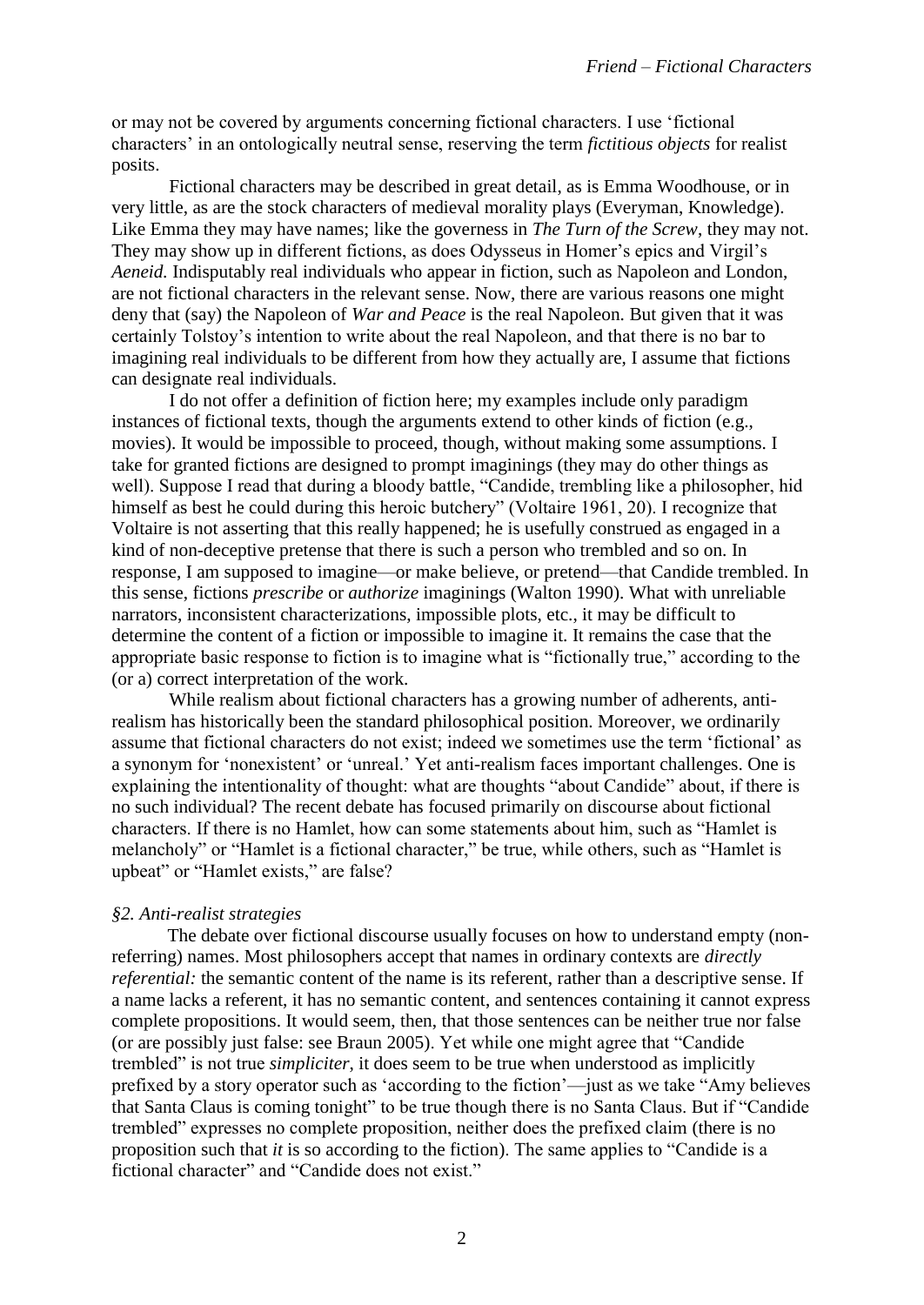or may not be covered by arguments concerning fictional characters. I use 'fictional characters' in an ontologically neutral sense, reserving the term *fictitious objects* for realist posits.

Fictional characters may be described in great detail, as is Emma Woodhouse, or in very little, as are the stock characters of medieval morality plays (Everyman, Knowledge). Like Emma they may have names; like the governess in *The Turn of the Screw*, they may not. They may show up in different fictions, as does Odysseus in Homer's epics and Virgil's *Aeneid*. Indisputably real individuals who appear in fiction, such as Napoleon and London, are not fictional characters in the relevant sense. Now, there are various reasons one might deny that (say) the Napoleon of *War and Peace* is the real Napoleon. But given that it was certainly Tolstoy's intention to write about the real Napoleon, and that there is no bar to imagining real individuals to be different from how they actually are, I assume that fictions can designate real individuals.

I do not offer a definition of fiction here; my examples include only paradigm instances of fictional texts, though the arguments extend to other kinds of fiction (e.g., movies). It would be impossible to proceed, though, without making some assumptions. I take for granted fictions are designed to prompt imaginings (they may do other things as well). Suppose I read that during a bloody battle, "Candide, trembling like a philosopher, hid himself as best he could during this heroic butchery" (Voltaire 1961, 20). I recognize that Voltaire is not asserting that this really happened; he is usefully construed as engaged in a kind of non-deceptive pretense that there is such a person who trembled and so on. In response, I am supposed to imagine—or make believe, or pretend—that Candide trembled. In this sense, fictions *prescribe* or *authorize* imaginings (Walton 1990). What with unreliable narrators, inconsistent characterizations, impossible plots, etc., it may be difficult to determine the content of a fiction or impossible to imagine it. It remains the case that the appropriate basic response to fiction is to imagine what is "fictionally true," according to the (or a) correct interpretation of the work.

While realism about fictional characters has a growing number of adherents, anti-realism has historically been the standard philosophical position. Moreover, we ordinarily assume that fictional characters do not exist; indeed we sometimes use the term 'fictional' as a synonym for 'nonexistent' or 'unreal.' Yet anti-realism faces important challenges. One is explaining the intentionality of thought: what are thoughts "about Candide" about, if there is no such individual? The recent debate has focused primarily on discourse about fictional characters. If there is no Hamlet, how can some statements about him, such as "Hamlet is melancholy" or "Hamlet is a fictional character," be true, while others, such as "Hamlet is upbeat" or "Hamlet exists," are false?

## *§2. Anti-realist strategies*

The debate over fictional discourse usually focuses on how to understand empty (non-referring) names. Most philosophers accept that names in ordinary contexts are *directly referential:* the semantic content of the name is its referent, rather than a descriptive sense. If a name lacks a referent, it has no semantic content, and sentences containing it cannot express complete propositions. It would seem, then, that those sentences can be neither true nor false (or are possibly just false: see Braun 2005). Yet while one might agree that "Candide trembled" is not true *simpliciter*, it does seem to be true when understood as implicitly prefixed by a story operator such as 'according to the fiction'—just as we take "Amy believes that Santa Claus is coming tonight" to be true though there is no Santa Claus. But if "Candide trembled" expresses no complete proposition, neither does the prefixed claim (there is no proposition such that *it* is so according to the fiction). The same applies to "Candide is a fictional character" and "Candide does not exist."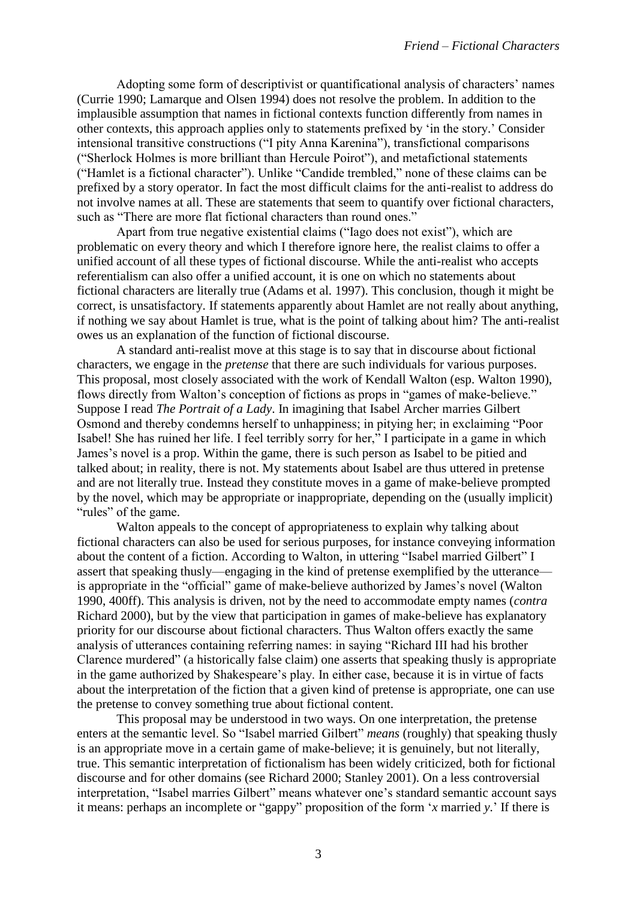Adopting some form of descriptivist or quantificational analysis of characters' names (Currie 1990; Lamarque and Olsen 1994) does not resolve the problem. In addition to the implausible assumption that names in fictional contexts function differently from names in other contexts, this approach applies only to statements prefixed by 'in the story.' Consider intensional transitive constructions ("I pity Anna Karenina"), transfictional comparisons ("Sherlock Holmes is more brilliant than Hercule Poirot"), and metafictional statements ("Hamlet is a fictional character"). Unlike "Candide trembled," none of these claims can be prefixed by a story operator. In fact the most difficult claims for the anti-realist to address do not involve names at all. These are statements that seem to quantify over fictional characters, such as "There are more flat fictional characters than round ones."

Apart from true negative existential claims ("Iago does not exist"), which are problematic on every theory and which I therefore ignore here, the realist claims to offer a unified account of all these types of fictional discourse. While the anti-realist who accepts referentialism can also offer a unified account, it is one on which no statements about fictional characters are literally true (Adams et al. 1997). This conclusion, though it might be correct, is unsatisfactory. If statements apparently about Hamlet are not really about anything, if nothing we say about Hamlet is true, what is the point of talking about him? The anti-realist owes us an explanation of the function of fictional discourse.

A standard anti-realist move at this stage is to say that in discourse about fictional characters, we engage in the *pretense* that there are such individuals for various purposes. This proposal, most closely associated with the work of Kendall Walton (esp. Walton 1990), flows directly from Walton's conception of fictions as props in "games of make-believe." Suppose I read *The Portrait of a Lady*. In imagining that Isabel Archer marries Gilbert Osmond and thereby condemns herself to unhappiness; in pitying her; in exclaiming "Poor Isabel! She has ruined her life. I feel terribly sorry for her," I participate in a game in which James's novel is a prop. Within the game, there is such person as Isabel to be pitied and talked about; in reality, there is not. My statements about Isabel are thus uttered in pretense and are not literally true. Instead they constitute moves in a game of make-believe prompted by the novel, which may be appropriate or inappropriate, depending on the (usually implicit) "rules" of the game.

Walton appeals to the concept of appropriateness to explain why talking about fictional characters can also be used for serious purposes, for instance conveying information about the content of a fiction. According to Walton, in uttering "Isabel married Gilbert" I assert that speaking thusly—engaging in the kind of pretense exemplified by the utterance—is appropriate in the "official" game of make-believe authorized by James's novel (Walton 1990, 400ff). This analysis is driven, not by the need to accommodate empty names (*contra* Richard 2000), but by the view that participation in games of make-believe has explanatory priority for our discourse about fictional characters. Thus Walton offers exactly the same analysis of utterances containing referring names: in saying "Richard III had his brother Clarence murdered" (a historically false claim) one asserts that speaking thusly is appropriate in the game authorized by Shakespeare's play. In either case, because it is in virtue of facts about the interpretation of the fiction that a given kind of pretense is appropriate, one can use the pretense to convey something true about fictional content.

This proposal may be understood in two ways. On one interpretation, the pretense enters at the semantic level. So "Isabel married Gilbert" *means* (roughly) that speaking thusly is an appropriate move in a certain game of make-believe; it is genuinely, but not literally, true. This semantic interpretation of fictionalism has been widely criticized, both for fictional discourse and for other domains (see Richard 2000; Stanley 2001). On a less controversial interpretation, "Isabel marries Gilbert" means whatever one's standard semantic account says it means: perhaps an incomplete or "gappy" proposition of the form '*x* married *y*.' If there is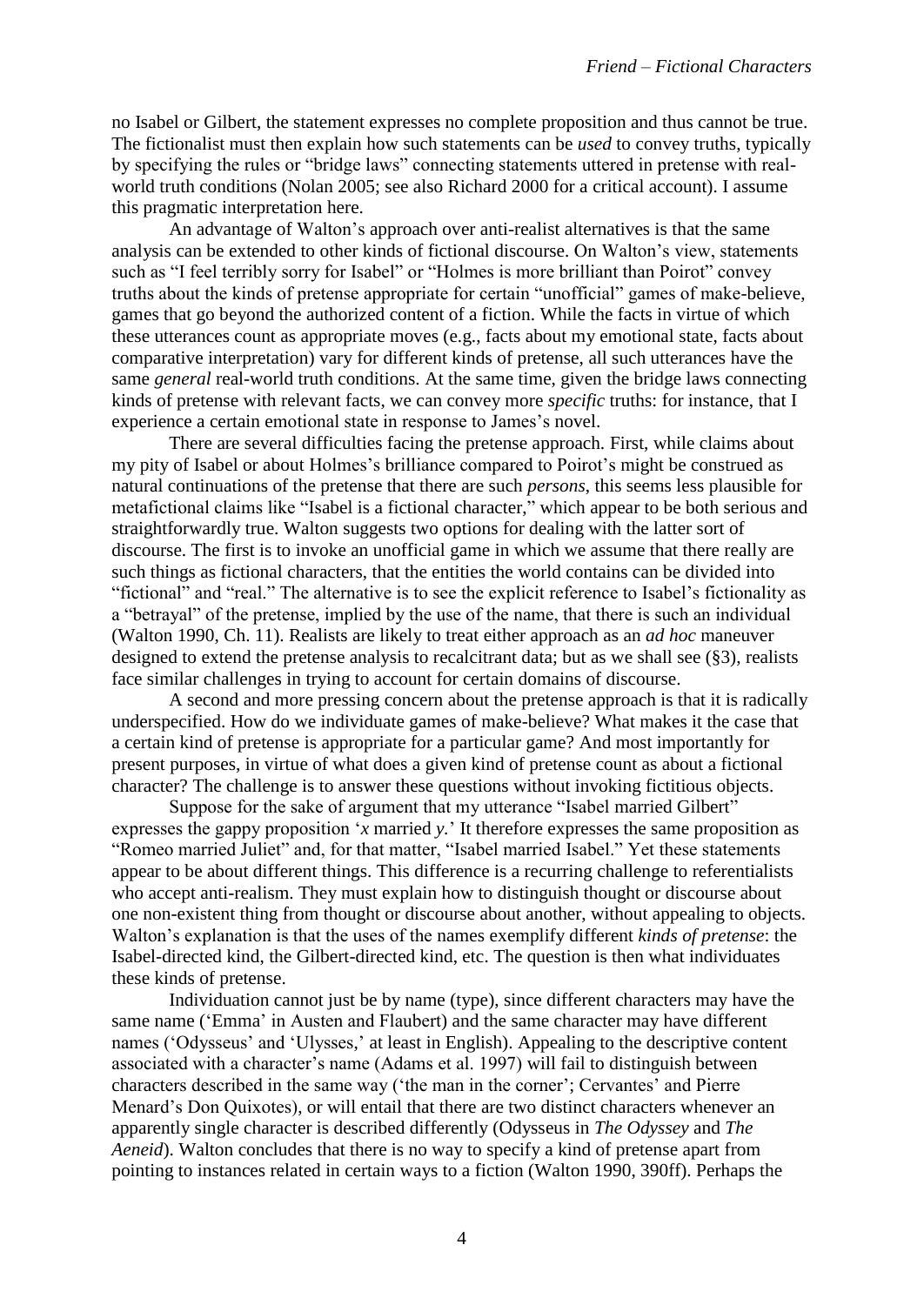no Isabel or Gilbert, the statement expresses no complete proposition and thus cannot be true. The fictionalist must then explain how such statements can be *used* to convey truths, typically by specifying the rules or "bridge laws" connecting statements uttered in pretense with real-world truth conditions (Nolan 2005; see also Richard 2000 for a critical account). I assume this pragmatic interpretation here.

An advantage of Walton's approach over anti-realist alternatives is that the same analysis can be extended to other kinds of fictional discourse. On Walton's view, statements such as "I feel terribly sorry for Isabel" or "Holmes is more brilliant than Poirot" convey truths about the kinds of pretense appropriate for certain "unofficial" games of make-believe, games that go beyond the authorized content of a fiction. While the facts in virtue of which these utterances count as appropriate moves (e.g., facts about my emotional state, facts about comparative interpretation) vary for different kinds of pretense, all such utterances have the same *general* real-world truth conditions. At the same time, given the bridge laws connecting kinds of pretense with relevant facts, we can convey more *specific* truths: for instance, that I experience a certain emotional state in response to James's novel.

There are several difficulties facing the pretense approach. First, while claims about my pity of Isabel or about Holmes's brilliance compared to Poirot's might be construed as natural continuations of the pretense that there are such *persons*, this seems less plausible for metafictional claims like "Isabel is a fictional character," which appear to be both serious and straightforwardly true. Walton suggests two options for dealing with the latter sort of discourse. The first is to invoke an unofficial game in which we assume that there really are such things as fictional characters, that the entities the world contains can be divided into "fictional" and "real." The alternative is to see the explicit reference to Isabel's fictionality as a "betrayal" of the pretense, implied by the use of the name, that there is such an individual (Walton 1990, Ch. 11). Realists are likely to treat either approach as an *ad hoc* maneuver designed to extend the pretense analysis to recalcitrant data; but as we shall see (§3), realists face similar challenges in trying to account for certain domains of discourse.

A second and more pressing concern about the pretense approach is that it is radically underspecified. How do we individuate games of make-believe? What makes it the case that a certain kind of pretense is appropriate for a particular game? And most importantly for present purposes, in virtue of what does a given kind of pretense count as about a fictional character? The challenge is to answer these questions without invoking fictitious objects.

Suppose for the sake of argument that my utterance "Isabel married Gilbert" expresses the gappy proposition '*x* married *y*.' It therefore expresses the same proposition as "Romeo married Juliet" and, for that matter, "Isabel married Isabel." Yet these statements appear to be about different things. This difference is a recurring challenge to referentialists who accept anti-realism. They must explain how to distinguish thought or discourse about one non-existent thing from thought or discourse about another, without appealing to objects. Walton's explanation is that the uses of the names exemplify different *kinds of pretense*: the Isabel-directed kind, the Gilbert-directed kind, etc. The question is then what individuates these kinds of pretense.

Individuation cannot just be by name (type), since different characters may have the same name ('Emma' in Austen and Flaubert) and the same character may have different names ('Odysseus' and 'Ulysses,' at least in English). Appealing to the descriptive content associated with a character's name (Adams et al. 1997) will fail to distinguish between characters described in the same way ('the man in the corner'; Cervantes' and Pierre Menard's Don Quixotes), or will entail that there are two distinct characters whenever an apparently single character is described differently (Odysseus in *The Odyssey* and *The Aeneid*). Walton concludes that there is no way to specify a kind of pretense apart from pointing to instances related in certain ways to a fiction (Walton 1990, 390ff). Perhaps the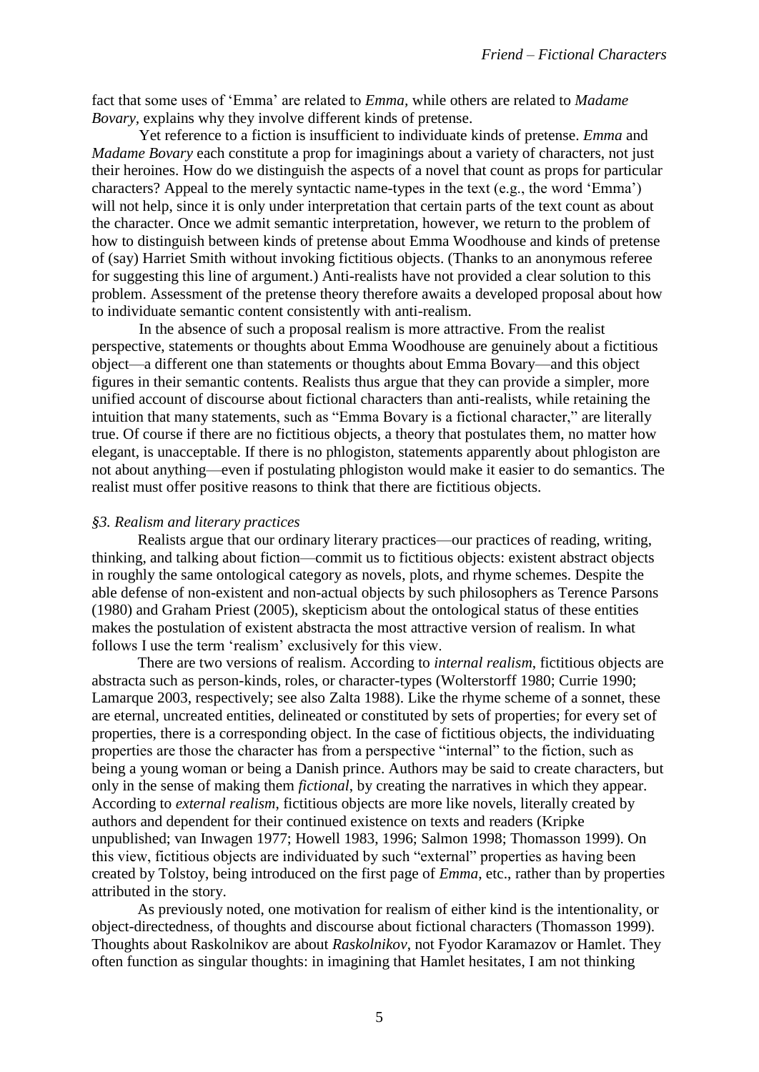fact that some uses of 'Emma' are related to *Emma*, while others are related to *Madame Bovary*, explains why they involve different kinds of pretense.

Yet reference to a fiction is insufficient to individuate kinds of pretense. *Emma* and *Madame Bovary* each constitute a prop for imaginings about a variety of characters, not just their heroines. How do we distinguish the aspects of a novel that count as props for particular characters? Appeal to the merely syntactic name-types in the text (e.g., the word 'Emma') will not help, since it is only under interpretation that certain parts of the text count as about the character. Once we admit semantic interpretation, however, we return to the problem of how to distinguish between kinds of pretense about Emma Woodhouse and kinds of pretense of (say) Harriet Smith without invoking fictitious objects. (Thanks to an anonymous referee for suggesting this line of argument.) Anti-realists have not provided a clear solution to this problem. Assessment of the pretense theory therefore awaits a developed proposal about how to individuate semantic content consistently with anti-realism.

In the absence of such a proposal realism is more attractive. From the realist perspective, statements or thoughts about Emma Woodhouse are genuinely about a fictitious object—a different one than statements or thoughts about Emma Bovary—and this object figures in their semantic contents. Realists thus argue that they can provide a simpler, more unified account of discourse about fictional characters than anti-realists, while retaining the intuition that many statements, such as "Emma Bovary is a fictional character," are literally true. Of course if there are no fictitious objects, a theory that postulates them, no matter how elegant, is unacceptable. If there is no phlogiston, statements apparently about phlogiston are not about anything—even if postulating phlogiston would make it easier to do semantics. The realist must offer positive reasons to think that there are fictitious objects.

### *§3. Realism and literary practices*

Realists argue that our ordinary literary practices—our practices of reading, writing, thinking, and talking about fiction—commit us to fictitious objects: existent abstract objects in roughly the same ontological category as novels, plots, and rhyme schemes. Despite the able defense of non-existent and non-actual objects by such philosophers as Terence Parsons (1980) and Graham Priest (2005), skepticism about the ontological status of these entities makes the postulation of existent abstracta the most attractive version of realism. In what follows I use the term 'realism' exclusively for this view.

There are two versions of realism. According to *internal realism*, fictitious objects are abstracta such as person-kinds, roles, or character-types (Wolterstorff 1980; Currie 1990; Lamarque 2003, respectively; see also Zalta 1988). Like the rhyme scheme of a sonnet, these are eternal, uncreated entities, delineated or constituted by sets of properties; for every set of properties, there is a corresponding object. In the case of fictitious objects, the individuating properties are those the character has from a perspective "internal" to the fiction, such as being a young woman or being a Danish prince. Authors may be said to create characters, but only in the sense of making them *fictional*, by creating the narratives in which they appear. According to *external realism*, fictitious objects are more like novels, literally created by authors and dependent for their continued existence on texts and readers (Kripke unpublished; van Inwagen 1977; Howell 1983, 1996; Salmon 1998; Thomasson 1999). On this view, fictitious objects are individuated by such "external" properties as having been created by Tolstoy, being introduced on the first page of *Emma*, etc., rather than by properties attributed in the story.

As previously noted, one motivation for realism of either kind is the intentionality, or object-directedness, of thoughts and discourse about fictional characters (Thomasson 1999). Thoughts about Raskolnikov are about *Raskolnikov*, not Fyodor Karamazov or Hamlet. They often function as singular thoughts: in imagining that Hamlet hesitates, I am not thinking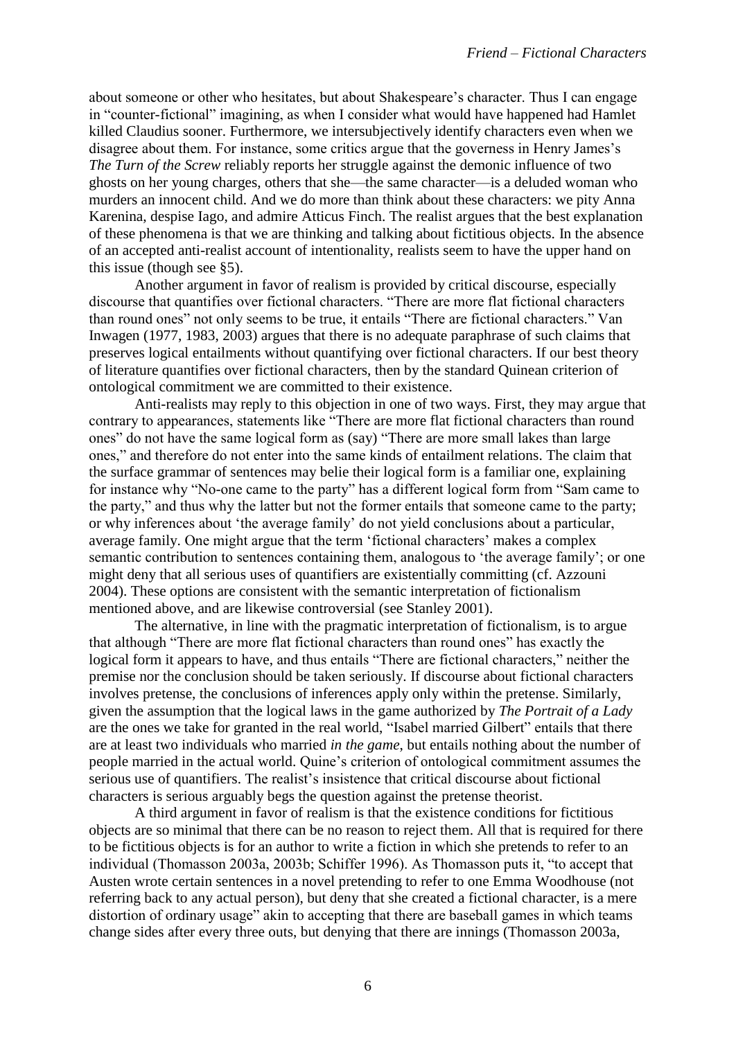about someone or other who hesitates, but about Shakespeare's character. Thus I can engage in "counter-fictional" imagining, as when I consider what would have happened had Hamlet killed Claudius sooner. Furthermore, we intersubjectively identify characters even when we disagree about them. For instance, some critics argue that the governess in Henry James's *The Turn of the Screw* reliably reports her struggle against the demonic influence of two ghosts on her young charges, others that she—the same character—is a deluded woman who murders an innocent child. And we do more than think about these characters: we pity Anna Karenina, despise Iago, and admire Atticus Finch. The realist argues that the best explanation of these phenomena is that we are thinking and talking about fictitious objects. In the absence of an accepted anti-realist account of intentionality, realists seem to have the upper hand on this issue (though see §5).

Another argument in favor of realism is provided by critical discourse, especially discourse that quantifies over fictional characters. "There are more flat fictional characters than round ones" not only seems to be true, it entails "There are fictional characters." Van Inwagen (1977, 1983, 2003) argues that there is no adequate paraphrase of such claims that preserves logical entailments without quantifying over fictional characters. If our best theory of literature quantifies over fictional characters, then by the standard Quinean criterion of ontological commitment we are committed to their existence.

Anti-realists may reply to this objection in one of two ways. First, they may argue that contrary to appearances, statements like "There are more flat fictional characters than round ones" do not have the same logical form as (say) "There are more small lakes than large ones," and therefore do not enter into the same kinds of entailment relations. The claim that the surface grammar of sentences may belie their logical form is a familiar one, explaining for instance why "No-one came to the party" has a different logical form from "Sam came to the party," and thus why the latter but not the former entails that someone came to the party; or why inferences about 'the average family' do not yield conclusions about a particular, average family. One might argue that the term 'fictional characters' makes a complex semantic contribution to sentences containing them, analogous to 'the average family'; or one might deny that all serious uses of quantifiers are existentially committing (cf. Azzouni 2004). These options are consistent with the semantic interpretation of fictionalism mentioned above, and are likewise controversial (see Stanley 2001).

The alternative, in line with the pragmatic interpretation of fictionalism, is to argue that although "There are more flat fictional characters than round ones" has exactly the logical form it appears to have, and thus entails "There are fictional characters," neither the premise nor the conclusion should be taken seriously. If discourse about fictional characters involves pretense, the conclusions of inferences apply only within the pretense. Similarly, given the assumption that the logical laws in the game authorized by *The Portrait of a Lady* are the ones we take for granted in the real world, "Isabel married Gilbert" entails that there are at least two individuals who married *in the game*, but entails nothing about the number of people married in the actual world. Quine's criterion of ontological commitment assumes the serious use of quantifiers. The realist's insistence that critical discourse about fictional characters is serious arguably begs the question against the pretense theorist.

A third argument in favor of realism is that the existence conditions for fictitious objects are so minimal that there can be no reason to reject them. All that is required for there to be fictitious objects is for an author to write a fiction in which she pretends to refer to an individual (Thomasson 2003a, 2003b; Schiffer 1996). As Thomasson puts it, "to accept that Austen wrote certain sentences in a novel pretending to refer to one Emma Woodhouse (not referring back to any actual person), but deny that she created a fictional character, is a mere distortion of ordinary usage" akin to accepting that there are baseball games in which teams change sides after every three outs, but denying that there are innings (Thomasson 2003a,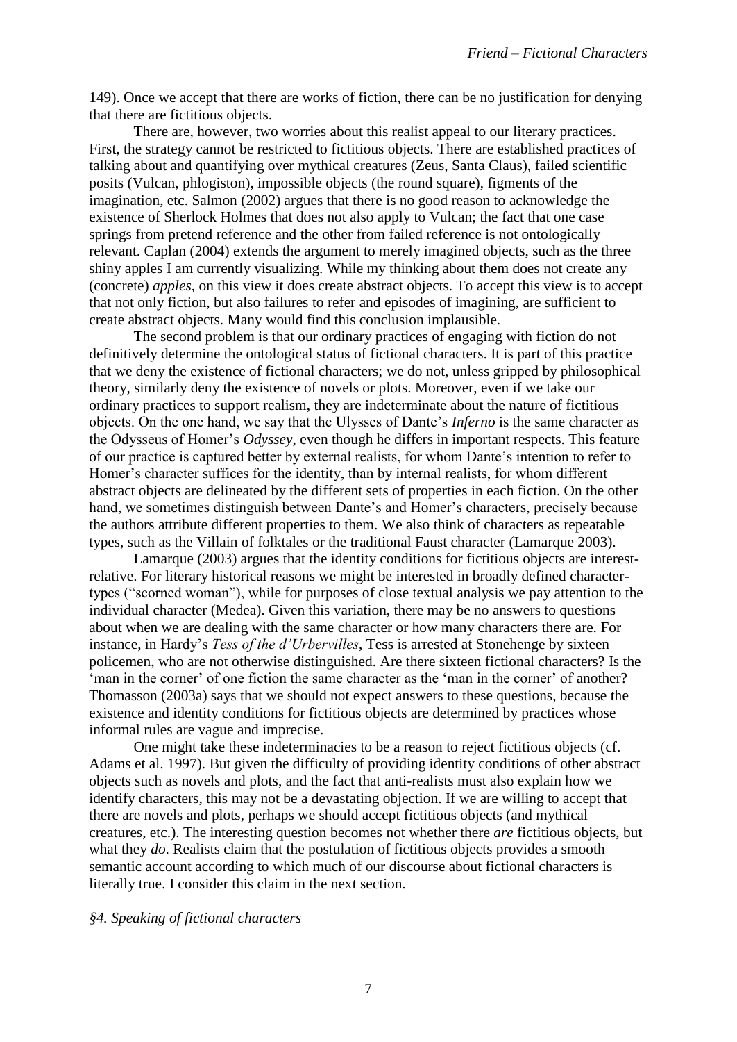149). Once we accept that there are works of fiction, there can be no justification for denying that there are fictitious objects.

There are, however, two worries about this realist appeal to our literary practices. First, the strategy cannot be restricted to fictitious objects. There are established practices of talking about and quantifying over mythical creatures (Zeus, Santa Claus), failed scientific posits (Vulcan, phlogiston), impossible objects (the round square), figments of the imagination, etc. Salmon (2002) argues that there is no good reason to acknowledge the existence of Sherlock Holmes that does not also apply to Vulcan; the fact that one case springs from pretend reference and the other from failed reference is not ontologically relevant. Caplan (2004) extends the argument to merely imagined objects, such as the three shiny apples I am currently visualizing. While my thinking about them does not create any (concrete) *apples*, on this view it does create abstract objects. To accept this view is to accept that not only fiction, but also failures to refer and episodes of imagining, are sufficient to create abstract objects. Many would find this conclusion implausible.

The second problem is that our ordinary practices of engaging with fiction do not definitively determine the ontological status of fictional characters. It is part of this practice that we deny the existence of fictional characters; we do not, unless gripped by philosophical theory, similarly deny the existence of novels or plots. Moreover, even if we take our ordinary practices to support realism, they are indeterminate about the nature of fictitious objects. On the one hand, we say that the Ulysses of Dante's *Inferno* is the same character as the Odysseus of Homer's *Odyssey*, even though he differs in important respects. This feature of our practice is captured better by external realists, for whom Dante's intention to refer to Homer's character suffices for the identity, than by internal realists, for whom different abstract objects are delineated by the different sets of properties in each fiction. On the other hand, we sometimes distinguish between Dante's and Homer's characters, precisely because the authors attribute different properties to them. We also think of characters as repeatable types, such as the Villain of folktales or the traditional Faust character (Lamarque 2003).

Lamarque (2003) argues that the identity conditions for fictitious objects are interest-relative. For literary historical reasons we might be interested in broadly defined character-types ("scorned woman"), while for purposes of close textual analysis we pay attention to the individual character (Medea). Given this variation, there may be no answers to questions about when we are dealing with the same character or how many characters there are. For instance, in Hardy's *Tess of the d'Urbervilles*, Tess is arrested at Stonehenge by sixteen policemen, who are not otherwise distinguished. Are there sixteen fictional characters? Is the 'man in the corner' of one fiction the same character as the 'man in the corner' of another? Thomasson (2003a) says that we should not expect answers to these questions, because the existence and identity conditions for fictitious objects are determined by practices whose informal rules are vague and imprecise.

One might take these indeterminacies to be a reason to reject fictitious objects (cf. Adams et al. 1997). But given the difficulty of providing identity conditions of other abstract objects such as novels and plots, and the fact that anti-realists must also explain how we identify characters, this may not be a devastating objection. If we are willing to accept that there are novels and plots, perhaps we should accept fictitious objects (and mythical creatures, etc.). The interesting question becomes not whether there *are* fictitious objects, but what they *do*. Realists claim that the postulation of fictitious objects provides a smooth semantic account according to which much of our discourse about fictional characters is literally true. I consider this claim in the next section.

## *§4. Speaking of fictional characters*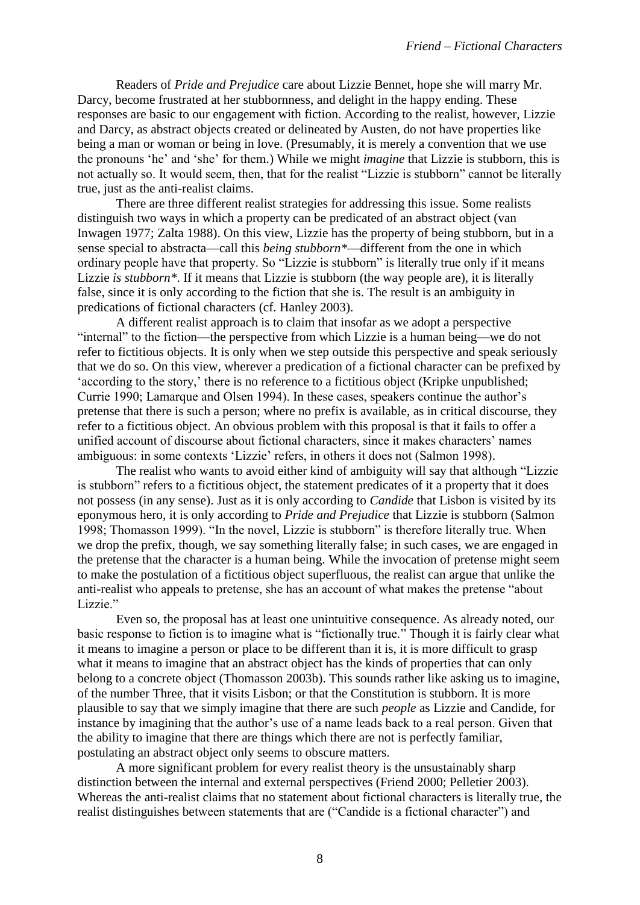Readers of *Pride and Prejudice* care about Lizzie Bennet, hope she will marry Mr. Darcy, become frustrated at her stubbornness, and delight in the happy ending. These responses are basic to our engagement with fiction. According to the realist, however, Lizzie and Darcy, as abstract objects created or delineated by Austen, do not have properties like being a man or woman or being in love. (Presumably, it is merely a convention that we use the pronouns 'he' and 'she' for them.) While we might *imagine* that Lizzie is stubborn, this is not actually so. It would seem, then, that for the realist "Lizzie is stubborn" cannot be literally true, just as the anti-realist claims.

There are three different realist strategies for addressing this issue. Some realists distinguish two ways in which a property can be predicated of an abstract object (van Inwagen 1977; Zalta 1988). On this view, Lizzie has the property of being stubborn, but in a sense special to abstracta—call this *being stubborn\**—different from the one in which ordinary people have that property. So "Lizzie is stubborn" is literally true only if it means Lizzie *is stubborn\**. If it means that Lizzie is stubborn (the way people are), it is literally false, since it is only according to the fiction that she is. The result is an ambiguity in predications of fictional characters (cf. Hanley 2003).

A different realist approach is to claim that insofar as we adopt a perspective "internal" to the fiction—the perspective from which Lizzie is a human being—we do not refer to fictitious objects. It is only when we step outside this perspective and speak seriously that we do so. On this view, wherever a predication of a fictional character can be prefixed by 'according to the story,' there is no reference to a fictitious object (Kripke unpublished; Currie 1990; Lamarque and Olsen 1994). In these cases, speakers continue the author's pretense that there is such a person; where no prefix is available, as in critical discourse, they refer to a fictitious object. An obvious problem with this proposal is that it fails to offer a unified account of discourse about fictional characters, since it makes characters' names ambiguous: in some contexts 'Lizzie' refers, in others it does not (Salmon 1998).

The realist who wants to avoid either kind of ambiguity will say that although "Lizzie is stubborn" refers to a fictitious object, the statement predicates of it a property that it does not possess (in any sense). Just as it is only according to *Candide* that Lisbon is visited by its eponymous hero, it is only according to *Pride and Prejudice* that Lizzie is stubborn (Salmon 1998; Thomasson 1999). "In the novel, Lizzie is stubborn" is therefore literally true. When we drop the prefix, though, we say something literally false; in such cases, we are engaged in the pretense that the character is a human being. While the invocation of pretense might seem to make the postulation of a fictitious object superfluous, the realist can argue that unlike the anti-realist who appeals to pretense, she has an account of what makes the pretense "about Lizzie."

Even so, the proposal has at least one unintuitive consequence. As already noted, our basic response to fiction is to imagine what is "fictionally true." Though it is fairly clear what it means to imagine a person or place to be different than it is, it is more difficult to grasp what it means to imagine that an abstract object has the kinds of properties that can only belong to a concrete object (Thomasson 2003b). This sounds rather like asking us to imagine, of the number Three, that it visits Lisbon; or that the Constitution is stubborn. It is more plausible to say that we simply imagine that there are such *people* as Lizzie and Candide, for instance by imagining that the author's use of a name leads back to a real person. Given that the ability to imagine that there are things which there are not is perfectly familiar, postulating an abstract object only seems to obscure matters.

A more significant problem for every realist theory is the unsustainably sharp distinction between the internal and external perspectives (Friend 2000; Pelletier 2003). Whereas the anti-realist claims that no statement about fictional characters is literally true, the realist distinguishes between statements that are ("Candide is a fictional character") and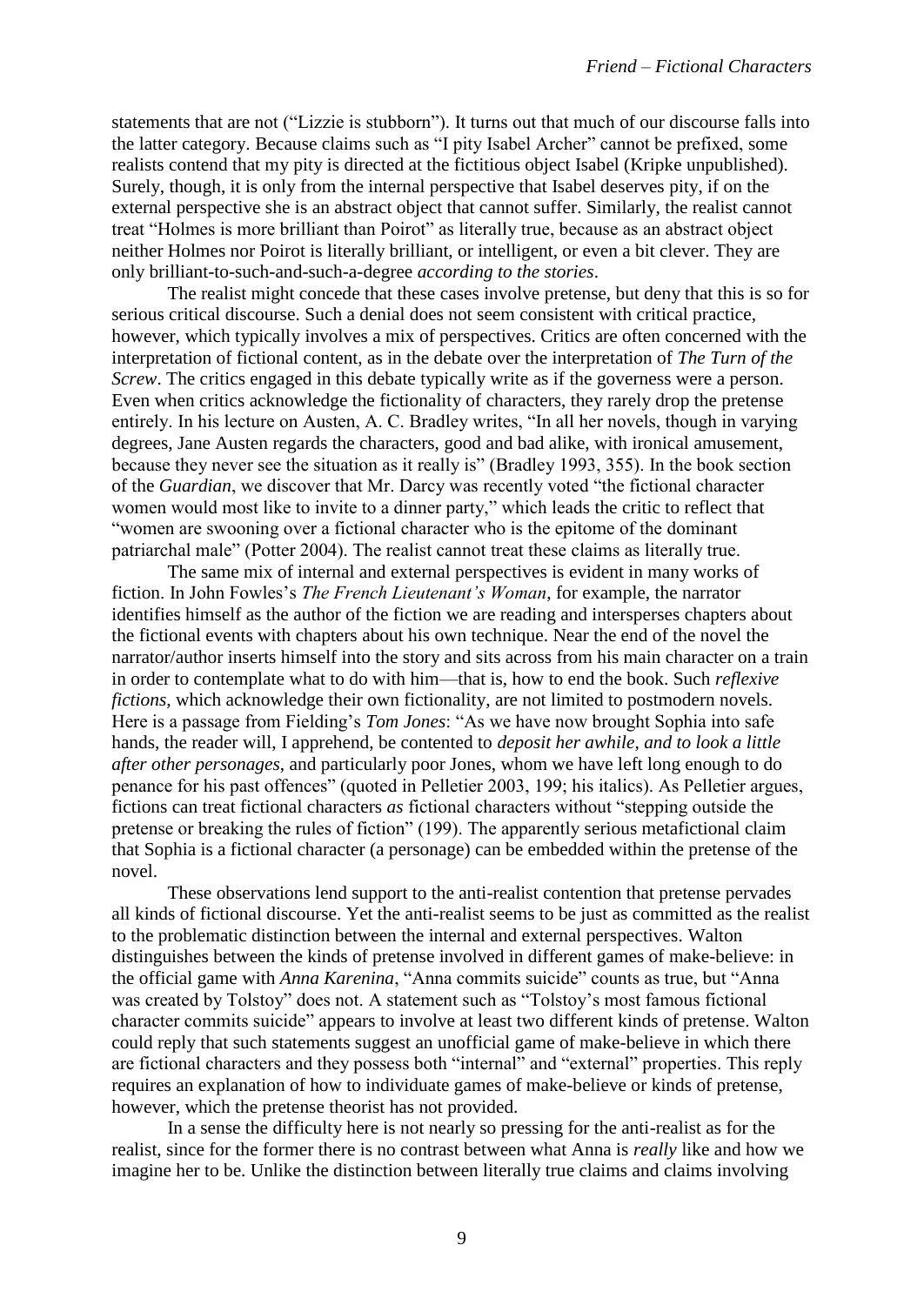statements that are not ("Lizzie is stubborn"). It turns out that much of our discourse falls into the latter category. Because claims such as "I pity Isabel Archer" cannot be prefixed, some realists contend that my pity is directed at the fictitious object Isabel (Kripke unpublished). Surely, though, it is only from the internal perspective that Isabel deserves pity, if on the external perspective she is an abstract object that cannot suffer. Similarly, the realist cannot treat "Holmes is more brilliant than Poirot" as literally true, because as an abstract object neither Holmes nor Poirot is literally brilliant, or intelligent, or even a bit clever. They are only brilliant-to-such-and-such-a-degree *according to the stories*.

The realist might concede that these cases involve pretense, but deny that this is so for serious critical discourse. Such a denial does not seem consistent with critical practice, however, which typically involves a mix of perspectives. Critics are often concerned with the interpretation of fictional content, as in the debate over the interpretation of *The Turn of the Screw*. The critics engaged in this debate typically write as if the governess were a person. Even when critics acknowledge the fictionality of characters, they rarely drop the pretense entirely. In his lecture on Austen, A. C. Bradley writes, "In all her novels, though in varying degrees, Jane Austen regards the characters, good and bad alike, with ironical amusement, because they never see the situation as it really is" (Bradley 1993, 355). In the book section of the *Guardian*, we discover that Mr. Darcy was recently voted "the fictional character women would most like to invite to a dinner party," which leads the critic to reflect that "women are swooning over a fictional character who is the epitome of the dominant patriarchal male" (Potter 2004). The realist cannot treat these claims as literally true.

The same mix of internal and external perspectives is evident in many works of fiction. In John Fowles's *The French Lieutenant's Woman*, for example, the narrator identifies himself as the author of the fiction we are reading and intersperses chapters about the fictional events with chapters about his own technique. Near the end of the novel the narrator/author inserts himself into the story and sits across from his main character on a train in order to contemplate what to do with him—that is, how to end the book. Such *reflexive fictions*, which acknowledge their own fictionality, are not limited to postmodern novels. Here is a passage from Fielding's *Tom Jones*: "As we have now brought Sophia into safe hands, the reader will, I apprehend, be contented to *deposit her awhile, and to look a little after other personages*, and particularly poor Jones, whom we have left long enough to do penance for his past offences" (quoted in Pelletier 2003, 199; his italics). As Pelletier argues, fictions can treat fictional characters *as* fictional characters without "stepping outside the pretense or breaking the rules of fiction" (199). The apparently serious metafictional claim that Sophia is a fictional character (a personage) can be embedded within the pretense of the novel.

These observations lend support to the anti-realist contention that pretense pervades all kinds of fictional discourse. Yet the anti-realist seems to be just as committed as the realist to the problematic distinction between the internal and external perspectives. Walton distinguishes between the kinds of pretense involved in different games of make-believe: in the official game with *Anna Karenina*, "Anna commits suicide" counts as true, but "Anna was created by Tolstoy" does not. A statement such as "Tolstoy's most famous fictional character commits suicide" appears to involve at least two different kinds of pretense. Walton could reply that such statements suggest an unofficial game of make-believe in which there are fictional characters and they possess both "internal" and "external" properties. This reply requires an explanation of how to individuate games of make-believe or kinds of pretense, however, which the pretense theorist has not provided.

In a sense the difficulty here is not nearly so pressing for the anti-realist as for the realist, since for the former there is no contrast between what Anna is *really* like and how we imagine her to be. Unlike the distinction between literally true claims and claims involving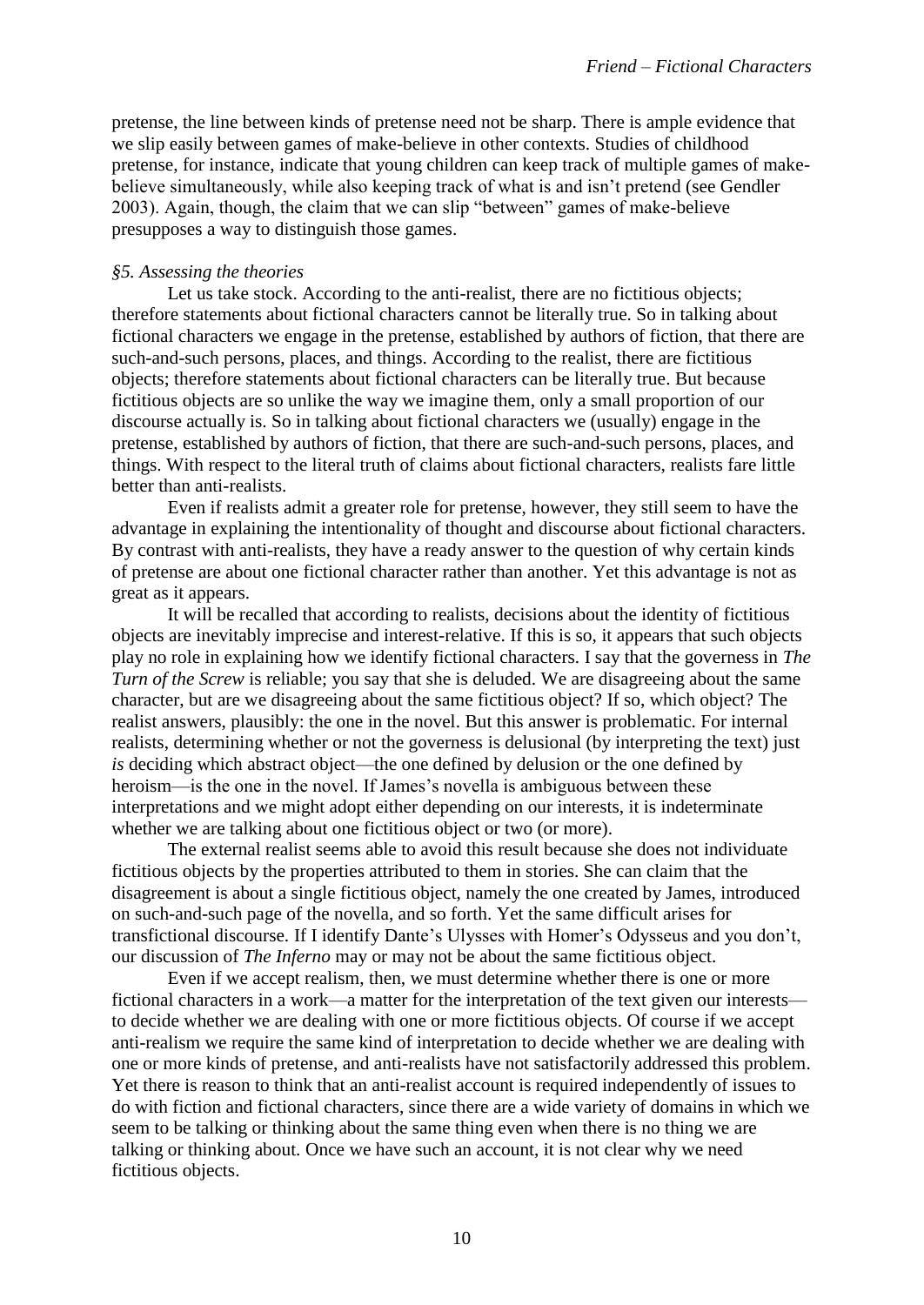pretense, the line between kinds of pretense need not be sharp. There is ample evidence that we slip easily between games of make-believe in other contexts. Studies of childhood pretense, for instance, indicate that young children can keep track of multiple games of make-believe simultaneously, while also keeping track of what is and isn't pretend (see Gendler 2003). Again, though, the claim that we can slip "between" games of make-believe presupposes a way to distinguish those games.

### *§5. Assessing the theories*

Let us take stock. According to the anti-realist, there are no fictitious objects; therefore statements about fictional characters cannot be literally true. So in talking about fictional characters we engage in the pretense, established by authors of fiction, that there are such-and-such persons, places, and things. According to the realist, there are fictitious objects; therefore statements about fictional characters can be literally true. But because fictitious objects are so unlike the way we imagine them, only a small proportion of our discourse actually is. So in talking about fictional characters we (usually) engage in the pretense, established by authors of fiction, that there are such-and-such persons, places, and things. With respect to the literal truth of claims about fictional characters, realists fare little better than anti-realists.

Even if realists admit a greater role for pretense, however, they still seem to have the advantage in explaining the intentionality of thought and discourse about fictional characters. By contrast with anti-realists, they have a ready answer to the question of why certain kinds of pretense are about one fictional character rather than another. Yet this advantage is not as great as it appears.

It will be recalled that according to realists, decisions about the identity of fictitious objects are inevitably imprecise and interest-relative. If this is so, it appears that such objects play no role in explaining how we identify fictional characters. I say that the governess in *The Turn of the Screw* is reliable; you say that she is deluded. We are disagreeing about the same character, but are we disagreeing about the same fictitious object? If so, which object? The realist answers, plausibly: the one in the novel. But this answer is problematic. For internal realists, determining whether or not the governess is delusional (by interpreting the text) just *is* deciding which abstract object—the one defined by delusion or the one defined by heroism—is the one in the novel. If James's novella is ambiguous between these interpretations and we might adopt either depending on our interests, it is indeterminate whether we are talking about one fictitious object or two (or more).

The external realist seems able to avoid this result because she does not individuate fictitious objects by the properties attributed to them in stories. She can claim that the disagreement is about a single fictitious object, namely the one created by James, introduced on such-and-such page of the novella, and so forth. Yet the same difficult arises for transfictional discourse. If I identify Dante's Ulysses with Homer's Odysseus and you don't, our discussion of *The Inferno* may or may not be about the same fictitious object.

Even if we accept realism, then, we must determine whether there is one or more fictional characters in a work—a matter for the interpretation of the text given our interests—to decide whether we are dealing with one or more fictitious objects. Of course if we accept anti-realism we require the same kind of interpretation to decide whether we are dealing with one or more kinds of pretense, and anti-realists have not satisfactorily addressed this problem. Yet there is reason to think that an anti-realist account is required independently of issues to do with fiction and fictional characters, since there are a wide variety of domains in which we seem to be talking or thinking about the same thing even when there is no thing we are talking or thinking about. Once we have such an account, it is not clear why we need fictitious objects.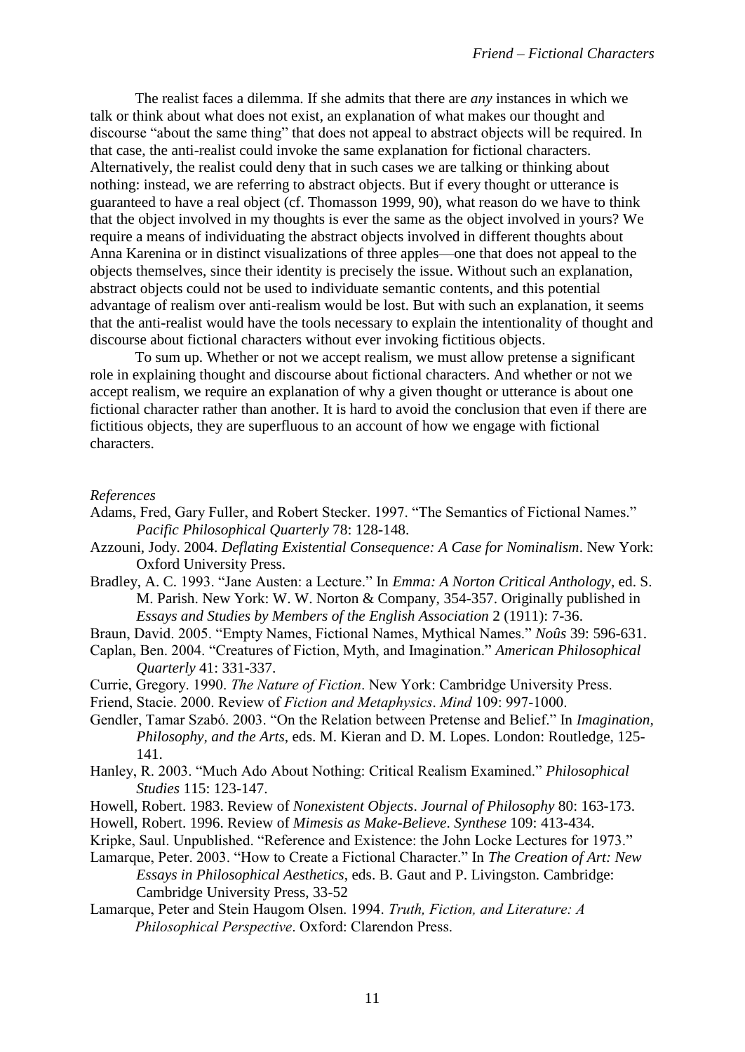The realist faces a dilemma. If she admits that there are *any* instances in which we talk or think about what does not exist, an explanation of what makes our thought and discourse "about the same thing" that does not appeal to abstract objects will be required. In that case, the anti-realist could invoke the same explanation for fictional characters. Alternatively, the realist could deny that in such cases we are talking or thinking about nothing: instead, we are referring to abstract objects. But if every thought or utterance is guaranteed to have a real object (cf. Thomasson 1999, 90), what reason do we have to think that the object involved in my thoughts is ever the same as the object involved in yours? We require a means of individuating the abstract objects involved in different thoughts about Anna Karenina or in distinct visualizations of three apples—one that does not appeal to the objects themselves, since their identity is precisely the issue. Without such an explanation, abstract objects could not be used to individuate semantic contents, and this potential advantage of realism over anti-realism would be lost. But with such an explanation, it seems that the anti-realist would have the tools necessary to explain the intentionality of thought and discourse about fictional characters without ever invoking fictitious objects.

To sum up. Whether or not we accept realism, we must allow pretense a significant role in explaining thought and discourse about fictional characters. And whether or not we accept realism, we require an explanation of why a given thought or utterance is about one fictional character rather than another. It is hard to avoid the conclusion that even if there are fictitious objects, they are superfluous to an account of how we engage with fictional characters.

*References*

Adams, Fred, Gary Fuller, and Robert Stecker. 1997. "The Semantics of Fictional Names." *Pacific Philosophical Quarterly* 78: 128-148.

Azzouni, Jody. 2004. *Deflating Existential Consequence: A Case for Nominalism*. New York: Oxford University Press.

Bradley, A. C. 1993. "Jane Austen: a Lecture." In *Emma: A Norton Critical Anthology*, ed. S. M. Parish. New York: W. W. Norton & Company, 354-357. Originally published in *Essays and Studies by Members of the English Association* 2 (1911): 7-36.

Braun, David. 2005. "Empty Names, Fictional Names, Mythical Names." *Noûs* 39: 596-631.

Caplan, Ben. 2004. "Creatures of Fiction, Myth, and Imagination." *American Philosophical Quarterly* 41: 331-337.

Currie, Gregory. 1990. *The Nature of Fiction*. New York: Cambridge University Press.

Friend, Stacie. 2000. Review of *Fiction and Metaphysics*. *Mind* 109: 997-1000.

Gendler, Tamar Szabó. 2003. "On the Relation between Pretense and Belief." In *Imagination, Philosophy, and the Arts*, eds. M. Kieran and D. M. Lopes. London: Routledge, 125-141.

Hanley, R. 2003. "Much Ado About Nothing: Critical Realism Examined." *Philosophical Studies* 115: 123-147.

Howell, Robert. 1983. Review of *Nonexistent Objects*. *Journal of Philosophy* 80: 163-173.

Howell, Robert. 1996. Review of *Mimesis as Make-Believe*. *Synthese* 109: 413-434.

Kripke, Saul. Unpublished. "Reference and Existence: the John Locke Lectures for 1973."

Lamarque, Peter. 2003. "How to Create a Fictional Character." In *The Creation of Art: New Essays in Philosophical Aesthetics*, eds. B. Gaut and P. Livingston. Cambridge: Cambridge University Press, 33-52

Lamarque, Peter and Stein Haugom Olsen. 1994. *Truth, Fiction, and Literature: A Philosophical Perspective*. Oxford: Clarendon Press.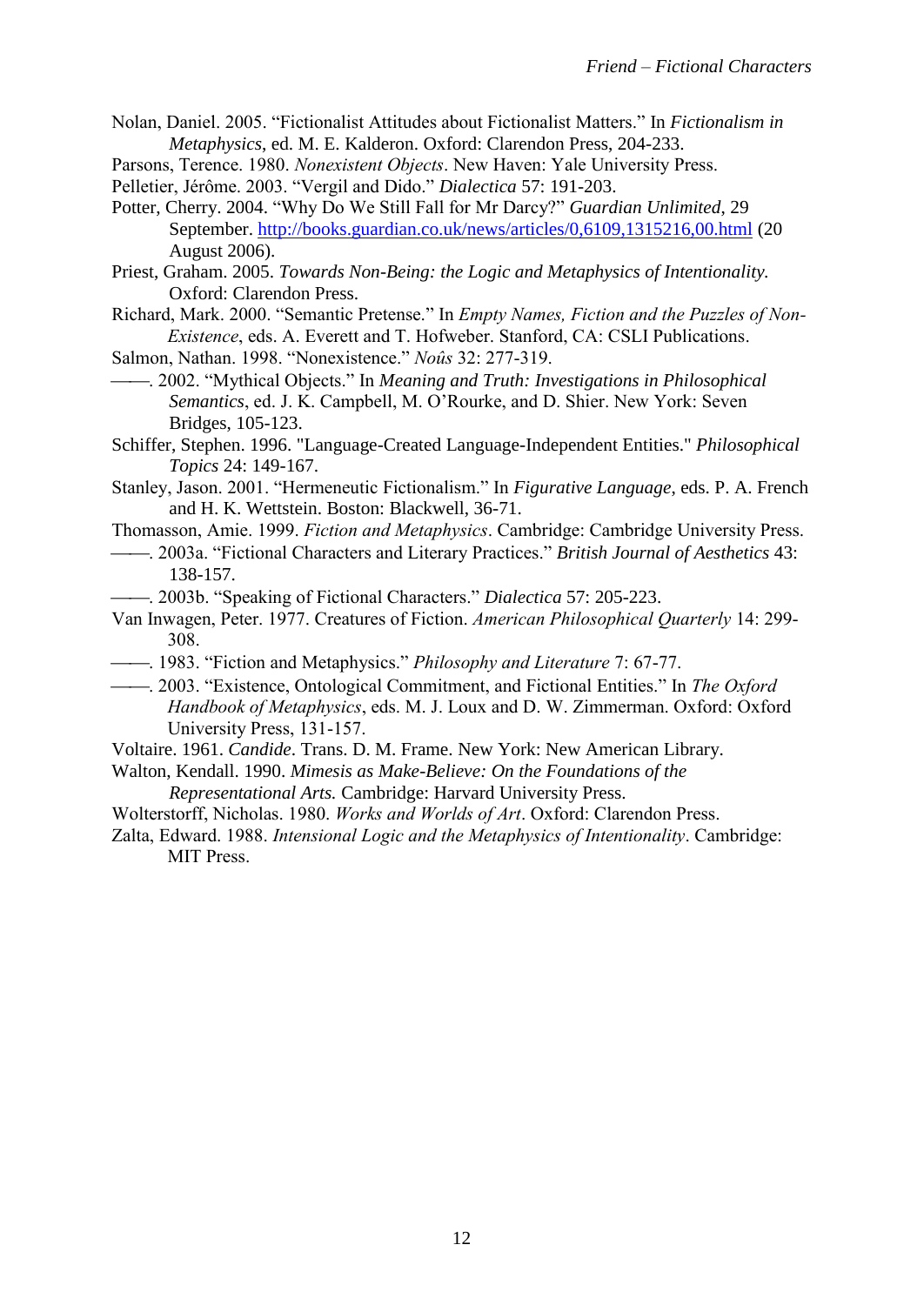Nolan, Daniel. 2005. "Fictionalist Attitudes about Fictionalist Matters." In *Fictionalism in Metaphysics*, ed. M. E. Kalderon. Oxford: Clarendon Press, 204-233.

Parsons, Terence. 1980. *Nonexistent Objects*. New Haven: Yale University Press.

Pelletier, Jérôme. 2003. "Vergil and Dido." *Dialectica* 57: 191-203.

Potter, Cherry. 2004. "Why Do We Still Fall for Mr Darcy?" *Guardian Unlimited*, 29 September. http://books.guardian.co.uk/news/articles/0,6109,1315216,00.html (20 August 2006).

Priest, Graham. 2005. *Towards Non-Being: the Logic and Metaphysics of Intentionality.* Oxford: Clarendon Press.

Richard, Mark. 2000. "Semantic Pretense." In *Empty Names, Fiction and the Puzzles of Non-Existence*, eds. A. Everett and T. Hofweber. Stanford, CA: CSLI Publications.

Salmon, Nathan. 1998. "Nonexistence." *Noûs* 32: 277-319.

——. 2002. "Mythical Objects." In *Meaning and Truth: Investigations in Philosophical Semantics*, ed. J. K. Campbell, M. O'Rourke, and D. Shier. New York: Seven Bridges, 105-123.

Schiffer, Stephen. 1996. "Language-Created Language-Independent Entities." *Philosophical Topics* 24: 149-167.

Stanley, Jason. 2001. "Hermeneutic Fictionalism." In *Figurative Language*, eds. P. A. French and H. K. Wettstein. Boston: Blackwell, 36-71.

Thomasson, Amie. 1999. *Fiction and Metaphysics*. Cambridge: Cambridge University Press.

——. 2003a. "Fictional Characters and Literary Practices." *British Journal of Aesthetics* 43: 138-157.

——. 2003b. "Speaking of Fictional Characters." *Dialectica* 57: 205-223.

Van Inwagen, Peter. 1977. Creatures of Fiction. *American Philosophical Quarterly* 14: 299-308.

——. 1983. "Fiction and Metaphysics." *Philosophy and Literature* 7: 67-77.

——. 2003. "Existence, Ontological Commitment, and Fictional Entities." In *The Oxford Handbook of Metaphysics*, eds. M. J. Loux and D. W. Zimmerman. Oxford: Oxford University Press, 131-157.

Voltaire. 1961. *Candide*. Trans. D. M. Frame. New York: New American Library.

Walton, Kendall. 1990. *Mimesis as Make-Believe: On the Foundations of the Representational Arts.* Cambridge: Harvard University Press.

Wolterstorff, Nicholas. 1980. *Works and Worlds of Art*. Oxford: Clarendon Press.

Zalta, Edward. 1988. *Intensional Logic and the Metaphysics of Intentionality*. Cambridge: MIT Press.